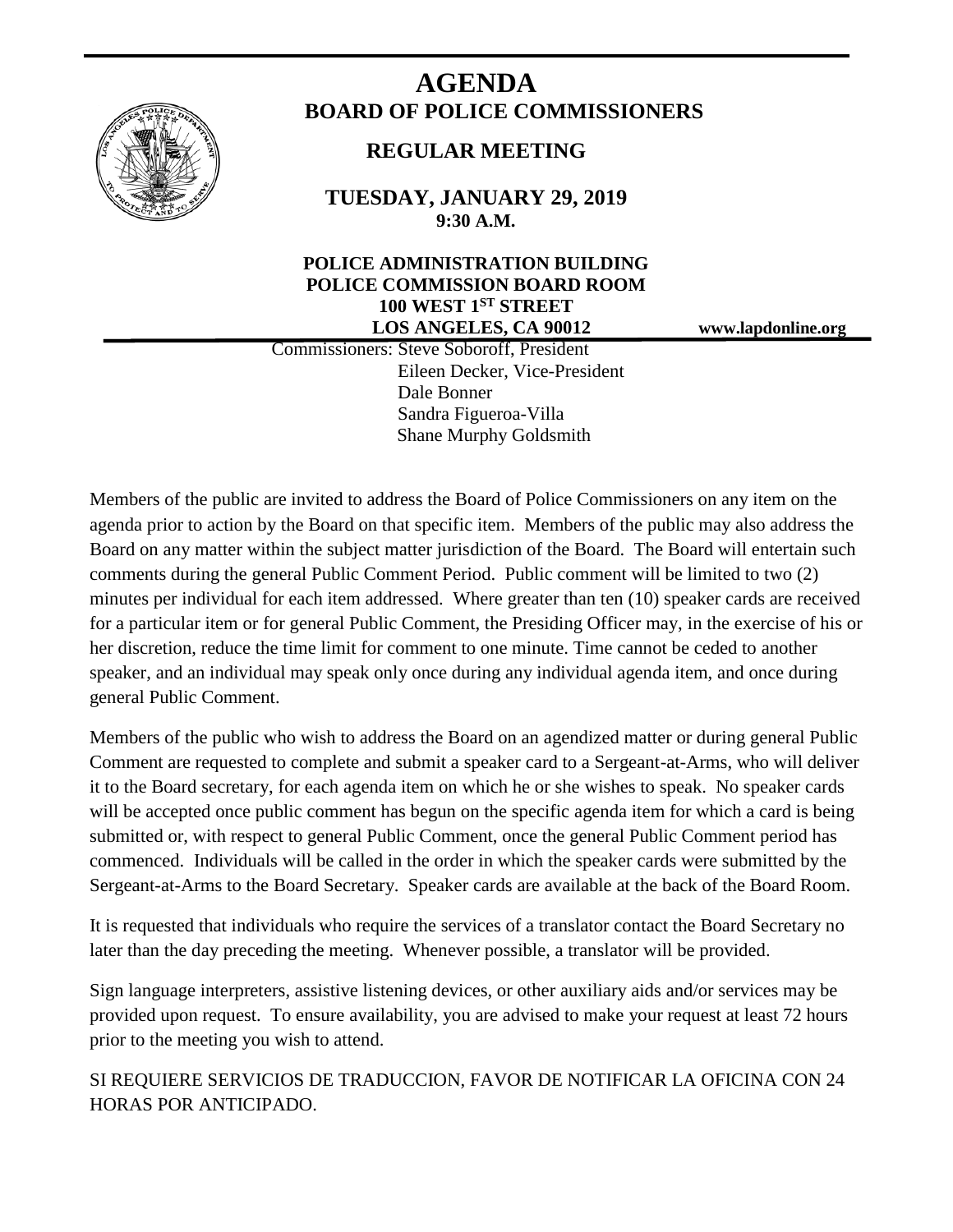# AGENDA

## BOARD OF POLICE COMMISSIONERS

### REGULAR MEETING

**TUESDAY, JANUARY 29, 2019**
**9:30 A.M.**

**POLICE ADMINISTRATION BUILDING**
**POLICE COMMISSION BOARD ROOM**
**100 WEST 1ST STREET**
**LOS ANGELES, CA 90012**

**www.lapdonline.org**

Commissioners: Steve Soboroff, President
Eileen Decker, Vice-President
Dale Bonner
Sandra Figueroa-Villa
Shane Murphy Goldsmith

Members of the public are invited to address the Board of Police Commissioners on any item on the agenda prior to action by the Board on that specific item. Members of the public may also address the Board on any matter within the subject matter jurisdiction of the Board. The Board will entertain such comments during the general Public Comment Period. Public comment will be limited to two (2) minutes per individual for each item addressed. Where greater than ten (10) speaker cards are received for a particular item or for general Public Comment, the Presiding Officer may, in the exercise of his or her discretion, reduce the time limit for comment to one minute. Time cannot be ceded to another speaker, and an individual may speak only once during any individual agenda item, and once during general Public Comment.

Members of the public who wish to address the Board on an agendized matter or during general Public Comment are requested to complete and submit a speaker card to a Sergeant-at-Arms, who will deliver it to the Board secretary, for each agenda item on which he or she wishes to speak. No speaker cards will be accepted once public comment has begun on the specific agenda item for which a card is being submitted or, with respect to general Public Comment, once the general Public Comment period has commenced. Individuals will be called in the order in which the speaker cards were submitted by the Sergeant-at-Arms to the Board Secretary. Speaker cards are available at the back of the Board Room.

It is requested that individuals who require the services of a translator contact the Board Secretary no later than the day preceding the meeting. Whenever possible, a translator will be provided.

Sign language interpreters, assistive listening devices, or other auxiliary aids and/or services may be provided upon request. To ensure availability, you are advised to make your request at least 72 hours prior to the meeting you wish to attend.

SI REQUIERE SERVICIOS DE TRADUCCION, FAVOR DE NOTIFICAR LA OFICINA CON 24 HORAS POR ANTICIPADO.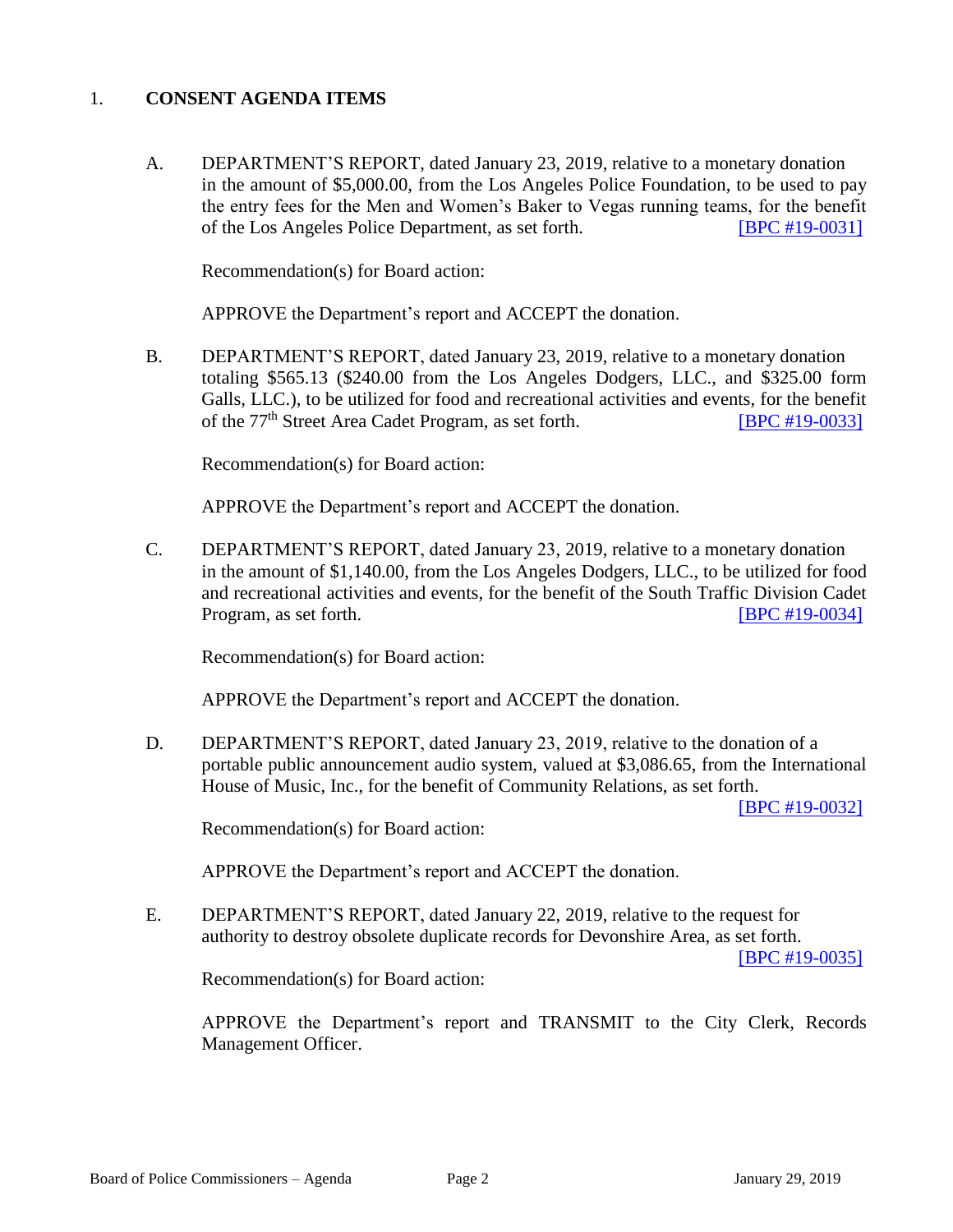1. **CONSENT AGENDA ITEMS**

A. DEPARTMENT'S REPORT, dated January 23, 2019, relative to a monetary donation in the amount of $5,000.00, from the Los Angeles Police Foundation, to be used to pay the entry fees for the Men and Women's Baker to Vegas running teams, for the benefit of the Los Angeles Police Department, as set forth. [BPC #19-0031]

Recommendation(s) for Board action:

APPROVE the Department's report and ACCEPT the donation.

B. DEPARTMENT'S REPORT, dated January 23, 2019, relative to a monetary donation totaling $565.13 ($240.00 from the Los Angeles Dodgers, LLC., and $325.00 form Galls, LLC.), to be utilized for food and recreational activities and events, for the benefit of the 77th Street Area Cadet Program, as set forth. [BPC #19-0033]

Recommendation(s) for Board action:

APPROVE the Department's report and ACCEPT the donation.

C. DEPARTMENT'S REPORT, dated January 23, 2019, relative to a monetary donation in the amount of $1,140.00, from the Los Angeles Dodgers, LLC., to be utilized for food and recreational activities and events, for the benefit of the South Traffic Division Cadet Program, as set forth. [BPC #19-0034]

Recommendation(s) for Board action:

APPROVE the Department's report and ACCEPT the donation.

D. DEPARTMENT'S REPORT, dated January 23, 2019, relative to the donation of a portable public announcement audio system, valued at $3,086.65, from the International House of Music, Inc., for the benefit of Community Relations, as set forth. [BPC #19-0032]

Recommendation(s) for Board action:

APPROVE the Department's report and ACCEPT the donation.

E. DEPARTMENT'S REPORT, dated January 22, 2019, relative to the request for authority to destroy obsolete duplicate records for Devonshire Area, as set forth. [BPC #19-0035]

Recommendation(s) for Board action:

APPROVE the Department's report and TRANSMIT to the City Clerk, Records Management Officer.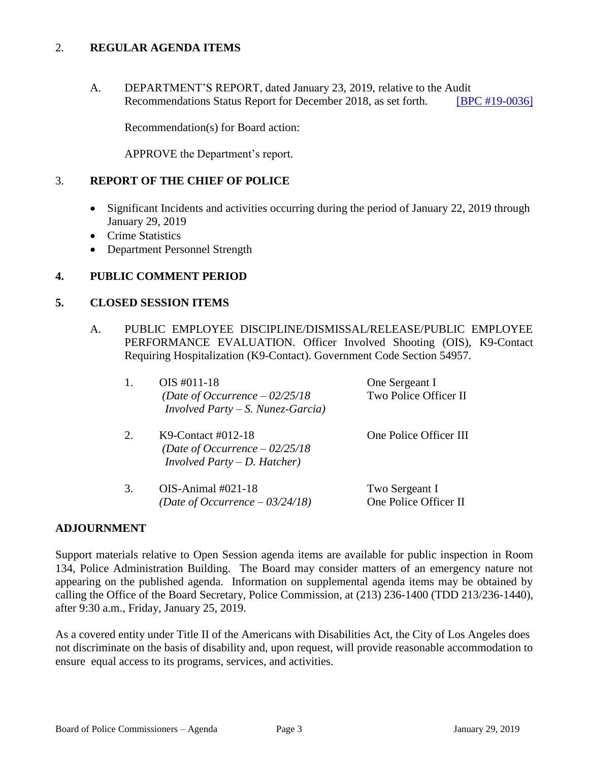## 2. REGULAR AGENDA ITEMS

A. DEPARTMENT'S REPORT, dated January 23, 2019, relative to the Audit Recommendations Status Report for December 2018, as set forth. [BPC #19-0036]

Recommendation(s) for Board action:

APPROVE the Department's report.

## 3. REPORT OF THE CHIEF OF POLICE

- Significant Incidents and activities occurring during the period of January 22, 2019 through January 29, 2019
- Crime Statistics
- Department Personnel Strength

## 4. PUBLIC COMMENT PERIOD

## 5. CLOSED SESSION ITEMS

A. PUBLIC EMPLOYEE DISCIPLINE/DISMISSAL/RELEASE/PUBLIC EMPLOYEE PERFORMANCE EVALUATION. Officer Involved Shooting (OIS), K9-Contact Requiring Hospitalization (K9-Contact). Government Code Section 54957.

| | | |
|---|---|---|
| 1. | OIS #011-18<br>*(Date of Occurrence – 02/25/18*<br>*Involved Party – S. Nunez-Garcia)* | One Sergeant I<br>Two Police Officer II |
| 2. | K9-Contact #012-18<br>*(Date of Occurrence – 02/25/18*<br>*Involved Party – D. Hatcher)* | One Police Officer III |
| 3. | OIS-Animal #021-18<br>*(Date of Occurrence – 03/24/18)* | Two Sergeant I<br>One Police Officer II |

## ADJOURNMENT

Support materials relative to Open Session agenda items are available for public inspection in Room 134, Police Administration Building. The Board may consider matters of an emergency nature not appearing on the published agenda. Information on supplemental agenda items may be obtained by calling the Office of the Board Secretary, Police Commission, at (213) 236-1400 (TDD 213/236-1440), after 9:30 a.m., Friday, January 25, 2019.

As a covered entity under Title II of the Americans with Disabilities Act, the City of Los Angeles does not discriminate on the basis of disability and, upon request, will provide reasonable accommodation to ensure equal access to its programs, services, and activities.